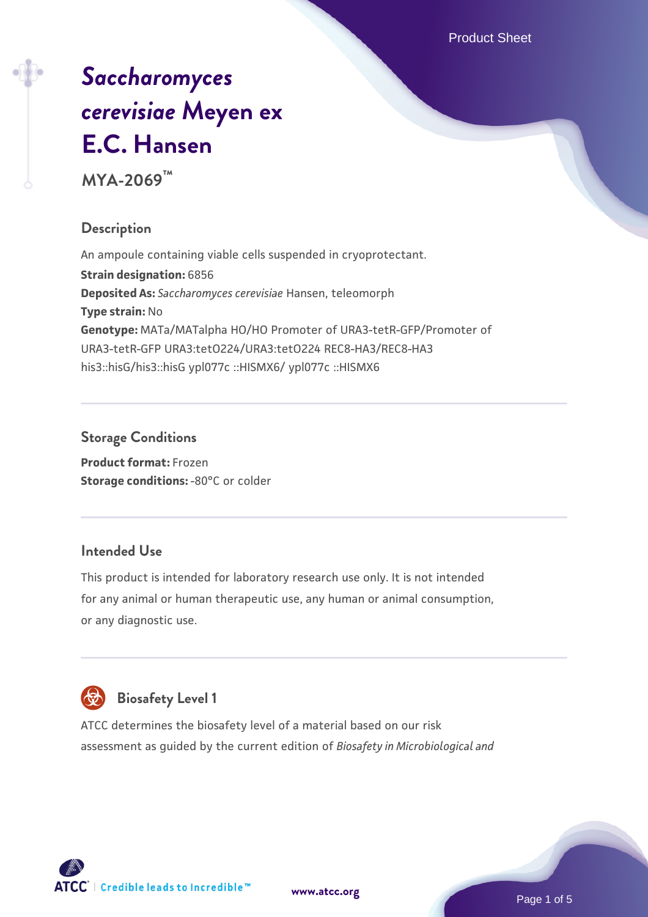# *Saccharomyces cerevisiae* Meyen ex E.C. Hansen

**MYA-2069™**

## Description

An ampoule containing viable cells suspended in cryoprotectant.

**Strain designation:** 6856

**Deposited As:** *Saccharomyces cerevisiae* Hansen, teleomorph

**Type strain:** No

**Genotype:** MATa/MATalpha HO/HO Promoter of URA3-tetR-GFP/Promoter of URA3-tetR-GFP URA3:tetO224/URA3:tetO224 REC8-HA3/REC8-HA3 his3::hisG/his3::hisG ypl077c ::HISMX6/ ypl077c ::HISMX6

## Storage Conditions

**Product format:** Frozen

**Storage conditions:** -80°C or colder

## Intended Use

This product is intended for laboratory research use only. It is not intended for any animal or human therapeutic use, any human or animal consumption, or any diagnostic use.

## Biosafety Level 1

ATCC determines the biosafety level of a material based on our risk assessment as guided by the current edition of *Biosafety in Microbiological and*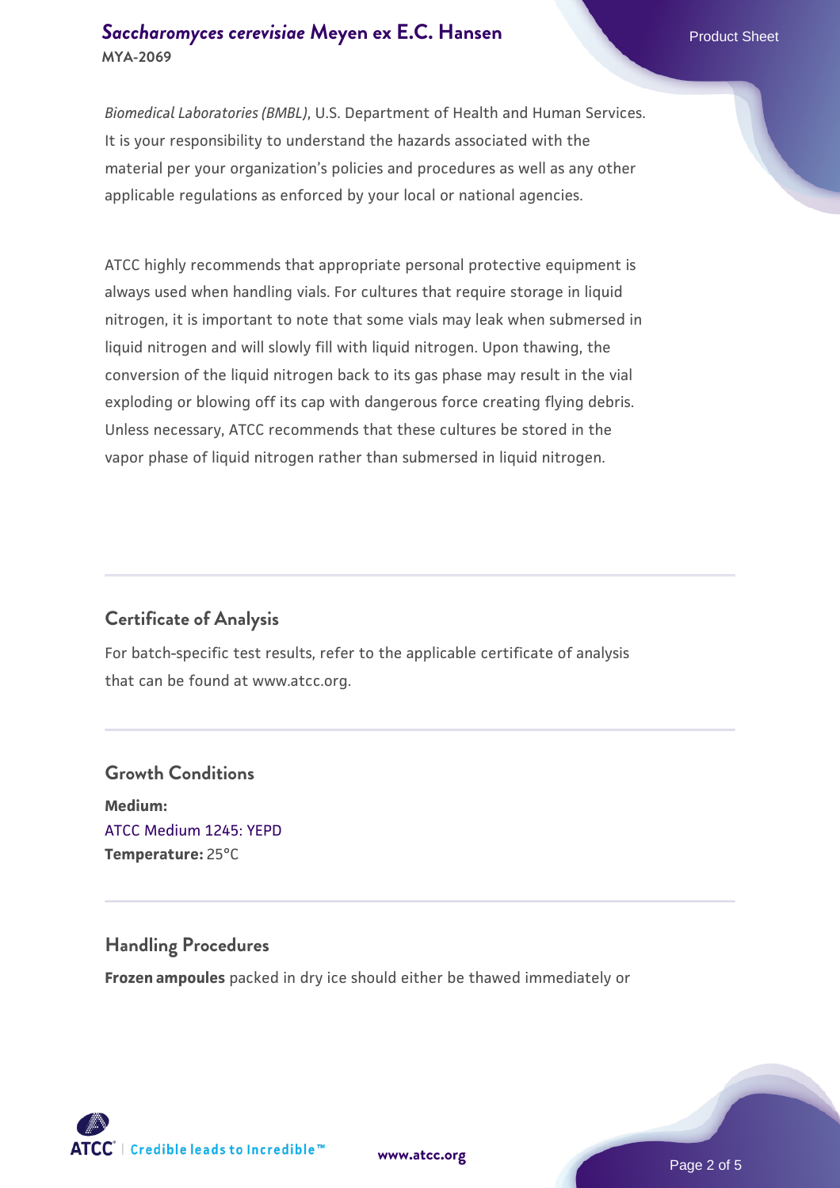*Biomedical Laboratories (BMBL)*, U.S. Department of Health and Human Services. It is your responsibility to understand the hazards associated with the material per your organization's policies and procedures as well as any other applicable regulations as enforced by your local or national agencies.

ATCC highly recommends that appropriate personal protective equipment is always used when handling vials. For cultures that require storage in liquid nitrogen, it is important to note that some vials may leak when submersed in liquid nitrogen and will slowly fill with liquid nitrogen. Upon thawing, the conversion of the liquid nitrogen back to its gas phase may result in the vial exploding or blowing off its cap with dangerous force creating flying debris. Unless necessary, ATCC recommends that these cultures be stored in the vapor phase of liquid nitrogen rather than submersed in liquid nitrogen.

## Certificate of Analysis

For batch-specific test results, refer to the applicable certificate of analysis that can be found at www.atcc.org.

## Growth Conditions

**Medium:**
ATCC Medium 1245: YEPD
**Temperature:** 25°C

## Handling Procedures

**Frozen ampoules** packed in dry ice should either be thawed immediately or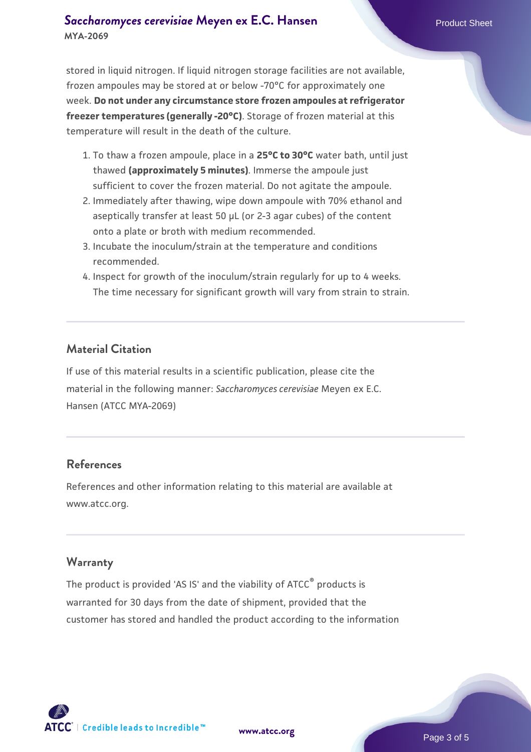stored in liquid nitrogen. If liquid nitrogen storage facilities are not available, frozen ampoules may be stored at or below -70°C for approximately one week. **Do not under any circumstance store frozen ampoules at refrigerator freezer temperatures (generally -20°C)**. Storage of frozen material at this temperature will result in the death of the culture.

1. To thaw a frozen ampoule, place in a **25°C to 30°C** water bath, until just thawed **(approximately 5 minutes)**. Immerse the ampoule just sufficient to cover the frozen material. Do not agitate the ampoule.
2. Immediately after thawing, wipe down ampoule with 70% ethanol and aseptically transfer at least 50 µL (or 2-3 agar cubes) of the content onto a plate or broth with medium recommended.
3. Incubate the inoculum/strain at the temperature and conditions recommended.
4. Inspect for growth of the inoculum/strain regularly for up to 4 weeks. The time necessary for significant growth will vary from strain to strain.

## Material Citation

If use of this material results in a scientific publication, please cite the material in the following manner: *Saccharomyces cerevisiae* Meyen ex E.C. Hansen (ATCC MYA-2069)

## References

References and other information relating to this material are available at www.atcc.org.

## Warranty

The product is provided 'AS IS' and the viability of ATCC® products is warranted for 30 days from the date of shipment, provided that the customer has stored and handled the product according to the information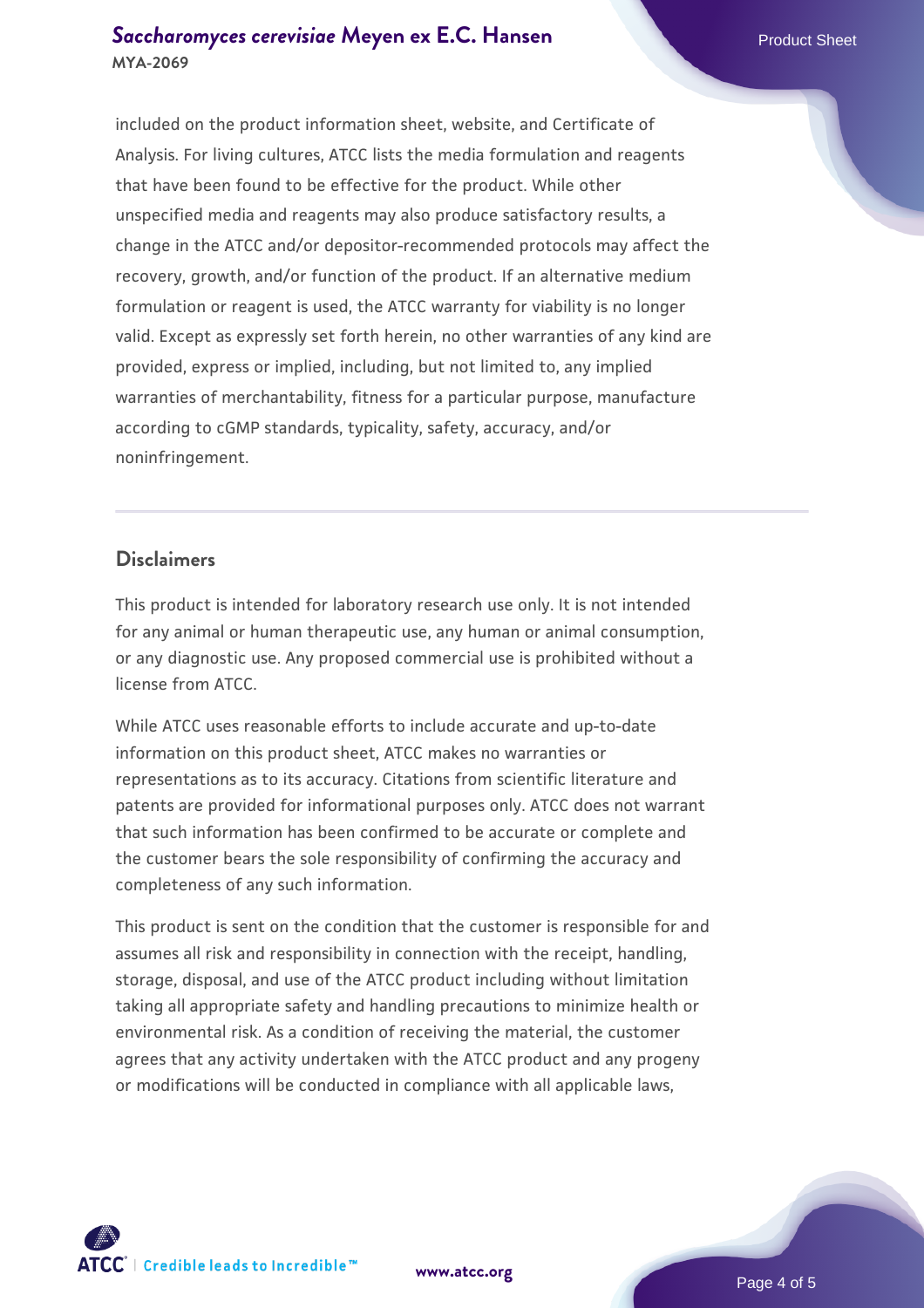included on the product information sheet, website, and Certificate of Analysis. For living cultures, ATCC lists the media formulation and reagents that have been found to be effective for the product. While other unspecified media and reagents may also produce satisfactory results, a change in the ATCC and/or depositor-recommended protocols may affect the recovery, growth, and/or function of the product. If an alternative medium formulation or reagent is used, the ATCC warranty for viability is no longer valid. Except as expressly set forth herein, no other warranties of any kind are provided, express or implied, including, but not limited to, any implied warranties of merchantability, fitness for a particular purpose, manufacture according to cGMP standards, typicality, safety, accuracy, and/or noninfringement.

## Disclaimers

This product is intended for laboratory research use only. It is not intended for any animal or human therapeutic use, any human or animal consumption, or any diagnostic use. Any proposed commercial use is prohibited without a license from ATCC.

While ATCC uses reasonable efforts to include accurate and up-to-date information on this product sheet, ATCC makes no warranties or representations as to its accuracy. Citations from scientific literature and patents are provided for informational purposes only. ATCC does not warrant that such information has been confirmed to be accurate or complete and the customer bears the sole responsibility of confirming the accuracy and completeness of any such information.

This product is sent on the condition that the customer is responsible for and assumes all risk and responsibility in connection with the receipt, handling, storage, disposal, and use of the ATCC product including without limitation taking all appropriate safety and handling precautions to minimize health or environmental risk. As a condition of receiving the material, the customer agrees that any activity undertaken with the ATCC product and any progeny or modifications will be conducted in compliance with all applicable laws,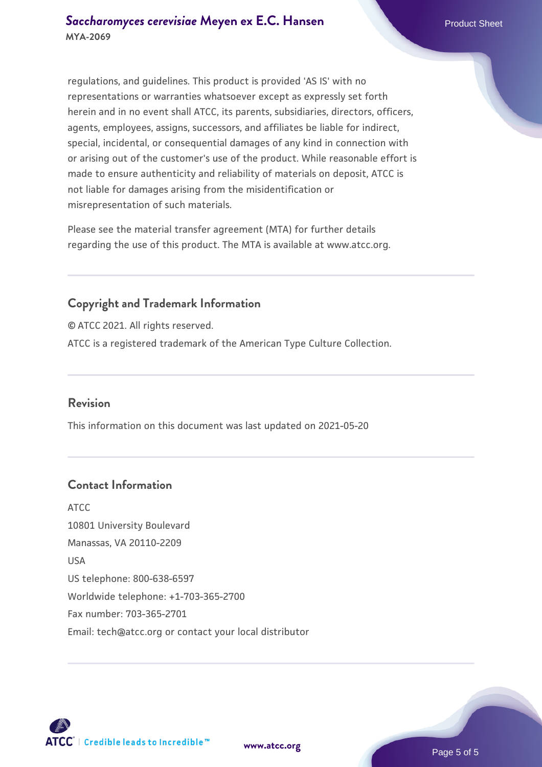regulations, and guidelines. This product is provided 'AS IS' with no representations or warranties whatsoever except as expressly set forth herein and in no event shall ATCC, its parents, subsidiaries, directors, officers, agents, employees, assigns, successors, and affiliates be liable for indirect, special, incidental, or consequential damages of any kind in connection with or arising out of the customer's use of the product. While reasonable effort is made to ensure authenticity and reliability of materials on deposit, ATCC is not liable for damages arising from the misidentification or misrepresentation of such materials.

Please see the material transfer agreement (MTA) for further details regarding the use of this product. The MTA is available at www.atcc.org.

## Copyright and Trademark Information

© ATCC 2021. All rights reserved.

ATCC is a registered trademark of the American Type Culture Collection.

## Revision

This information on this document was last updated on 2021-05-20

## Contact Information

ATCC
10801 University Boulevard
Manassas, VA 20110-2209
USA
US telephone: 800-638-6597
Worldwide telephone: +1-703-365-2700
Fax number: 703-365-2701
Email: tech@atcc.org or contact your local distributor